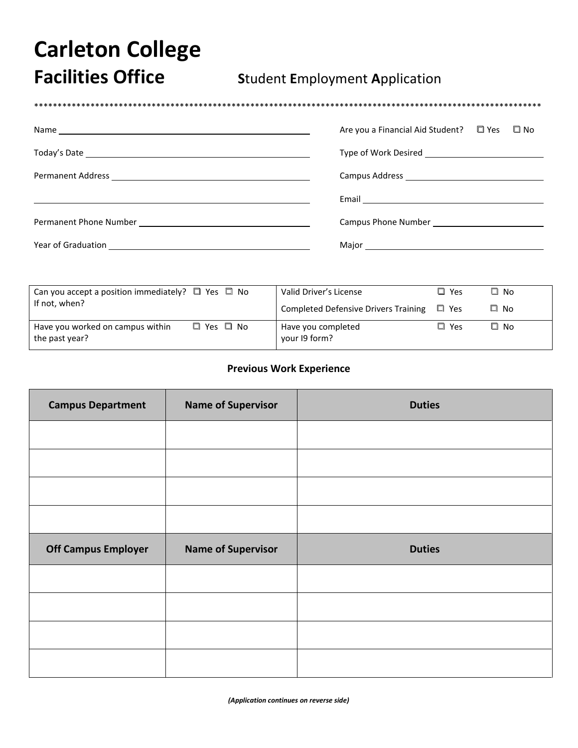# Carleton College

## Facilities Office

**S**tudent **E**mployment **A**pplication

**************************************************************************************************************

Name ______________________________

Today's Date ______________________________

Permanent Address ______________________________

______________________________

Permanent Phone Number ______________________________

Year of Graduation ______________________________

Are you a Financial Aid Student? ☐ Yes ☐ No

Type of Work Desired ______________________________

Campus Address ______________________________

Email ______________________________

Campus Phone Number ______________________________

Major ______________________________

| | |
|---|---|
| Can you accept a position immediately? ☐ Yes ☐ No<br>If not, when? | Valid Driver's License ☐ Yes ☐ No<br>Completed Defensive Drivers Training ☐ Yes ☐ No |
| Have you worked on campus within the past year? ☐ Yes ☐ No | Have you completed your I9 form? ☐ Yes ☐ No |

**Previous Work Experience**

| Campus Department | Name of Supervisor | Duties |
|---|---|---|
| | | |
| | | |
| | | |
| | | |
| **Off Campus Employer** | **Name of Supervisor** | **Duties** |
| | | |
| | | |
| | | |
| | | |

***(Application continues on reverse side)***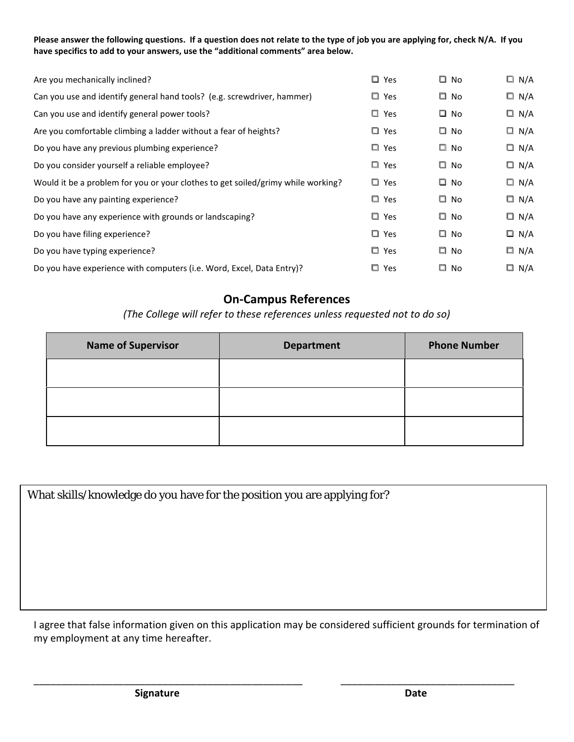**Please answer the following questions. If a question does not relate to the type of job you are applying for, check N/A. If you have specifics to add to your answers, use the "additional comments" area below.**

| | | | |
|---|---|---|---|
| Are you mechanically inclined? | ☐ Yes | ☐ No | ☐ N/A |
| Can you use and identify general hand tools? (e.g. screwdriver, hammer) | ☐ Yes | ☐ No | ☐ N/A |
| Can you use and identify general power tools? | ☐ Yes | ☐ No | ☐ N/A |
| Are you comfortable climbing a ladder without a fear of heights? | ☐ Yes | ☐ No | ☐ N/A |
| Do you have any previous plumbing experience? | ☐ Yes | ☐ No | ☐ N/A |
| Do you consider yourself a reliable employee? | ☐ Yes | ☐ No | ☐ N/A |
| Would it be a problem for you or your clothes to get soiled/grimy while working? | ☐ Yes | ☐ No | ☐ N/A |
| Do you have any painting experience? | ☐ Yes | ☐ No | ☐ N/A |
| Do you have any experience with grounds or landscaping? | ☐ Yes | ☐ No | ☐ N/A |
| Do you have filing experience? | ☐ Yes | ☐ No | ☐ N/A |
| Do you have typing experience? | ☐ Yes | ☐ No | ☐ N/A |
| Do you have experience with computers (i.e. Word, Excel, Data Entry)? | ☐ Yes | ☐ No | ☐ N/A |

## On-Campus References

*(The College will refer to these references unless requested not to do so)*

| Name of Supervisor | Department | Phone Number |
|---|---|---|
| | | |
| | | |
| | | |

What skills/knowledge do you have for the position you are applying for?

I agree that false information given on this application may be considered sufficient grounds for termination of my employment at any time hereafter.

_______________________________________________ **Signature**

______________________________ **Date**